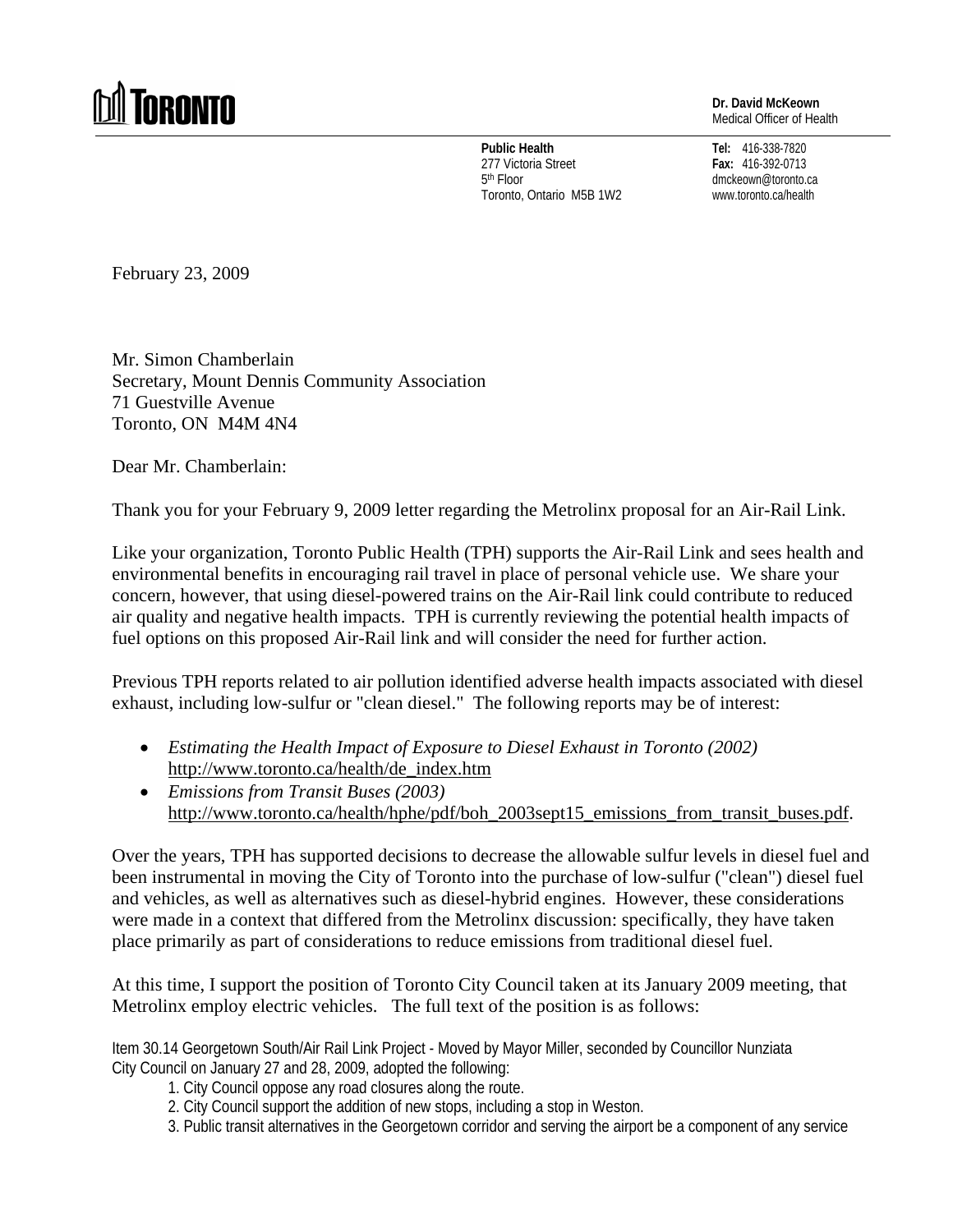# TORONTO

**Dr. David McKeown**
Medical Officer of Health

**Public Health**
277 Victoria Street
5th Floor
Toronto, Ontario M5B 1W2

**Tel:** 416-338-7820
**Fax:** 416-392-0713
dmckeown@toronto.ca
www.toronto.ca/health

February 23, 2009

Mr. Simon Chamberlain
Secretary, Mount Dennis Community Association
71 Guestville Avenue
Toronto, ON M4M 4N4

Dear Mr. Chamberlain:

Thank you for your February 9, 2009 letter regarding the Metrolinx proposal for an Air-Rail Link.

Like your organization, Toronto Public Health (TPH) supports the Air-Rail Link and sees health and environmental benefits in encouraging rail travel in place of personal vehicle use. We share your concern, however, that using diesel-powered trains on the Air-Rail link could contribute to reduced air quality and negative health impacts. TPH is currently reviewing the potential health impacts of fuel options on this proposed Air-Rail link and will consider the need for further action.

Previous TPH reports related to air pollution identified adverse health impacts associated with diesel exhaust, including low-sulfur or "clean diesel." The following reports may be of interest:

- *Estimating the Health Impact of Exposure to Diesel Exhaust in Toronto (2002)* http://www.toronto.ca/health/de_index.htm
- *Emissions from Transit Buses (2003)* http://www.toronto.ca/health/hphe/pdf/boh_2003sept15_emissions_from_transit_buses.pdf.

Over the years, TPH has supported decisions to decrease the allowable sulfur levels in diesel fuel and been instrumental in moving the City of Toronto into the purchase of low-sulfur ("clean") diesel fuel and vehicles, as well as alternatives such as diesel-hybrid engines. However, these considerations were made in a context that differed from the Metrolinx discussion: specifically, they have taken place primarily as part of considerations to reduce emissions from traditional diesel fuel.

At this time, I support the position of Toronto City Council taken at its January 2009 meeting, that Metrolinx employ electric vehicles. The full text of the position is as follows:

Item 30.14 Georgetown South/Air Rail Link Project - Moved by Mayor Miller, seconded by Councillor Nunziata
City Council on January 27 and 28, 2009, adopted the following:

1. City Council oppose any road closures along the route.
2. City Council support the addition of new stops, including a stop in Weston.
3. Public transit alternatives in the Georgetown corridor and serving the airport be a component of any service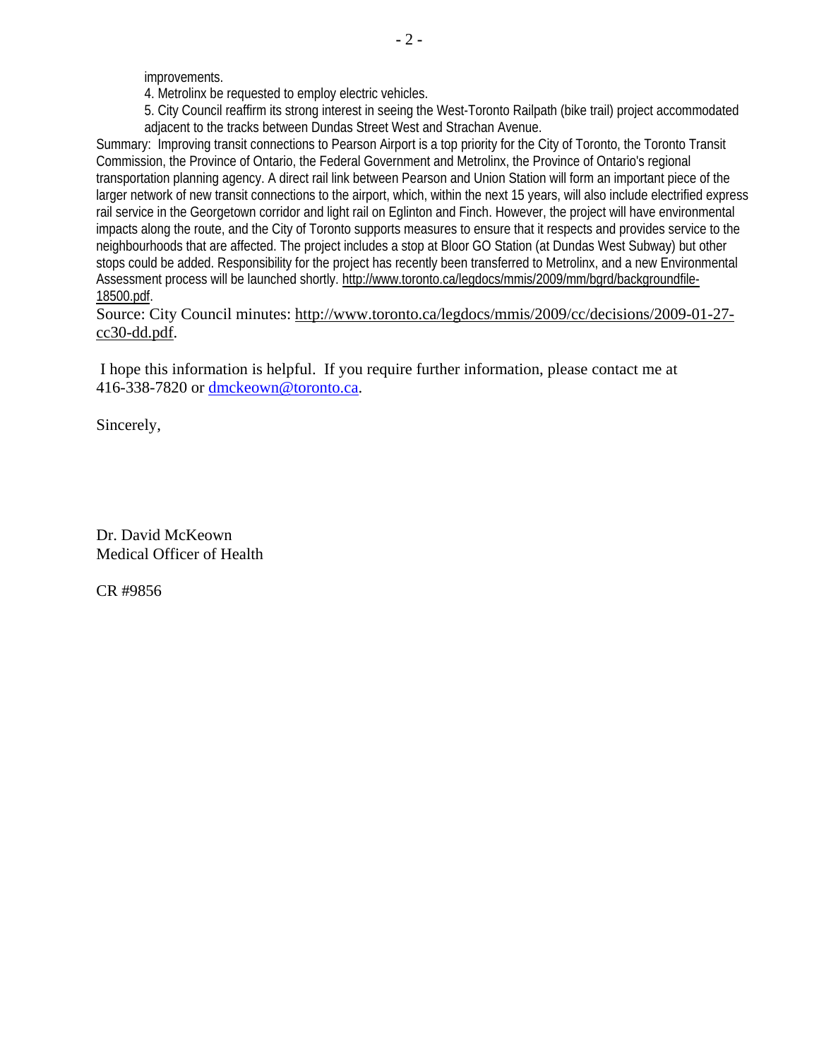improvements.

4. Metrolinx be requested to employ electric vehicles.

5. City Council reaffirm its strong interest in seeing the West-Toronto Railpath (bike trail) project accommodated adjacent to the tracks between Dundas Street West and Strachan Avenue.

Summary: Improving transit connections to Pearson Airport is a top priority for the City of Toronto, the Toronto Transit Commission, the Province of Ontario, the Federal Government and Metrolinx, the Province of Ontario's regional transportation planning agency. A direct rail link between Pearson and Union Station will form an important piece of the larger network of new transit connections to the airport, which, within the next 15 years, will also include electrified express rail service in the Georgetown corridor and light rail on Eglinton and Finch. However, the project will have environmental impacts along the route, and the City of Toronto supports measures to ensure that it respects and provides service to the neighbourhoods that are affected. The project includes a stop at Bloor GO Station (at Dundas West Subway) but other stops could be added. Responsibility for the project has recently been transferred to Metrolinx, and a new Environmental Assessment process will be launched shortly. http://www.toronto.ca/legdocs/mmis/2009/mm/bgrd/backgroundfile-18500.pdf.

Source: City Council minutes: http://www.toronto.ca/legdocs/mmis/2009/cc/decisions/2009-01-27-cc30-dd.pdf.

I hope this information is helpful. If you require further information, please contact me at 416-338-7820 or dmckeown@toronto.ca.

Sincerely,

Dr. David McKeown
Medical Officer of Health

CR #9856